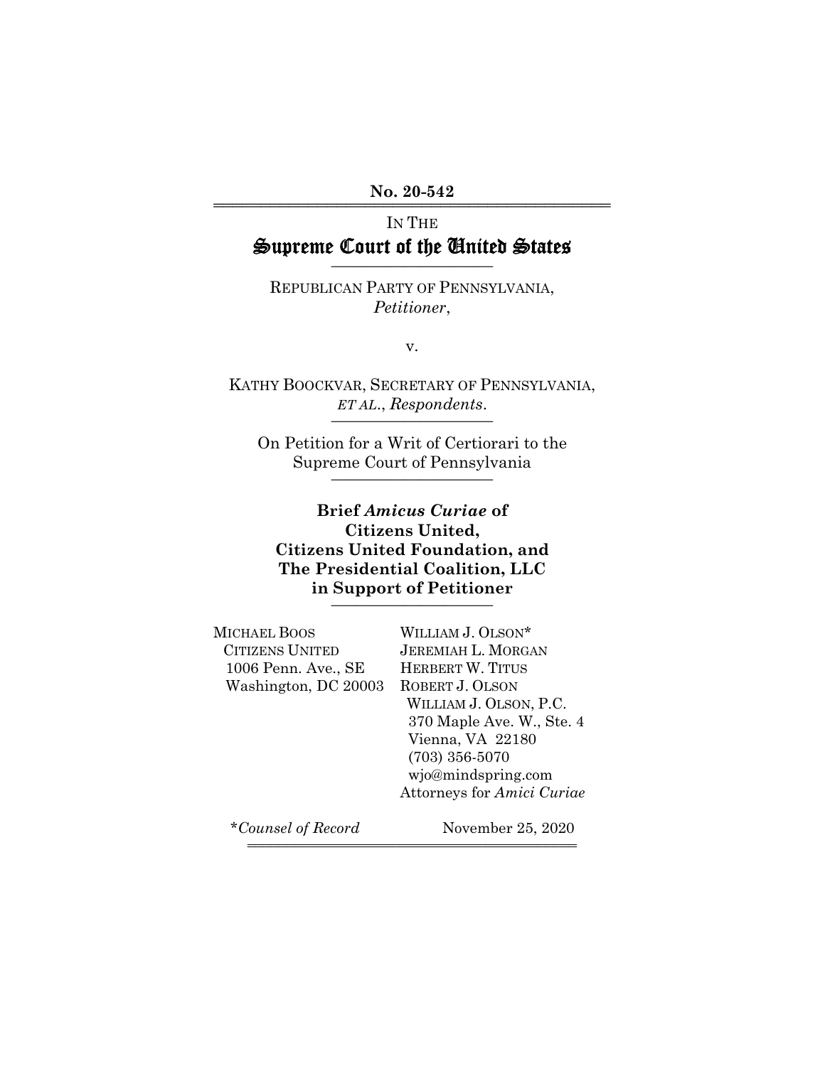**No. 20-542**

---

IN THE

# Supreme Court of the United States

---

REPUBLICAN PARTY OF PENNSYLVANIA,
*Petitioner*,

v.

KATHY BOOCKVAR, SECRETARY OF PENNSYLVANIA,
*ET AL*., *Respondents*.

---

On Petition for a Writ of Certiorari to the
Supreme Court of Pennsylvania

---

**Brief *Amicus Curiae* of**
**Citizens United,**
**Citizens United Foundation, and**
**The Presidential Coalition, LLC**
**in Support of Petitioner**

---

MICHAEL BOOS
CITIZENS UNITED
1006 Penn. Ave., SE
Washington, DC 20003

WILLIAM J. OLSON*
JEREMIAH L. MORGAN
HERBERT W. TITUS
ROBERT J. OLSON
WILLIAM J. OLSON, P.C.
370 Maple Ave. W., Ste. 4
Vienna, VA 22180
(703) 356-5070
wjo@mindspring.com
Attorneys for *Amici Curiae*

*\*Counsel of Record*

November 25, 2020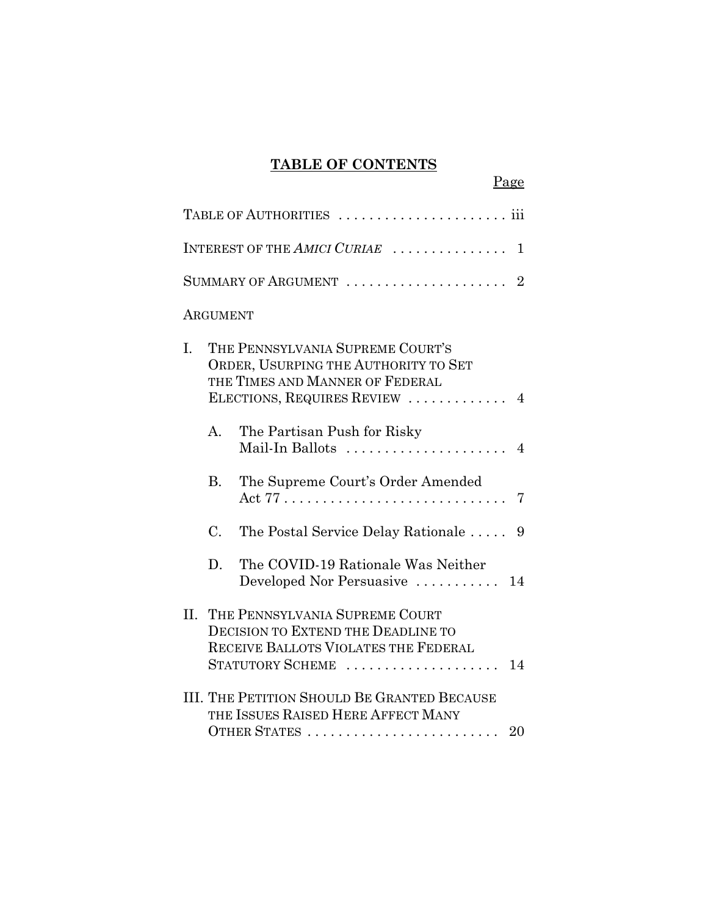# TABLE OF CONTENTS

Page

TABLE OF AUTHORITIES . . . . . . . . . . . . . . . . . . . . . . iii

INTEREST OF THE *AMICI CURIAE* . . . . . . . . . . . . . . . 1

SUMMARY OF ARGUMENT . . . . . . . . . . . . . . . . . . . . . 2

ARGUMENT

I. THE PENNSYLVANIA SUPREME COURT'S ORDER, USURPING THE AUTHORITY TO SET THE TIMES AND MANNER OF FEDERAL ELECTIONS, REQUIRES REVIEW . . . . . . . . . . . . . 4

   A. The Partisan Push for Risky Mail-In Ballots . . . . . . . . . . . . . . . . . . . . . 4

   B. The Supreme Court's Order Amended Act 77 . . . . . . . . . . . . . . . . . . . . . . . . . . . . . 7

   C. The Postal Service Delay Rationale . . . . . 9

   D. The COVID-19 Rationale Was Neither Developed Nor Persuasive . . . . . . . . . . . 14

II. THE PENNSYLVANIA SUPREME COURT DECISION TO EXTEND THE DEADLINE TO RECEIVE BALLOTS VIOLATES THE FEDERAL STATUTORY SCHEME . . . . . . . . . . . . . . . . . . . . 14

III. THE PETITION SHOULD BE GRANTED BECAUSE THE ISSUES RAISED HERE AFFECT MANY OTHER STATES . . . . . . . . . . . . . . . . . . . . . . . . . 20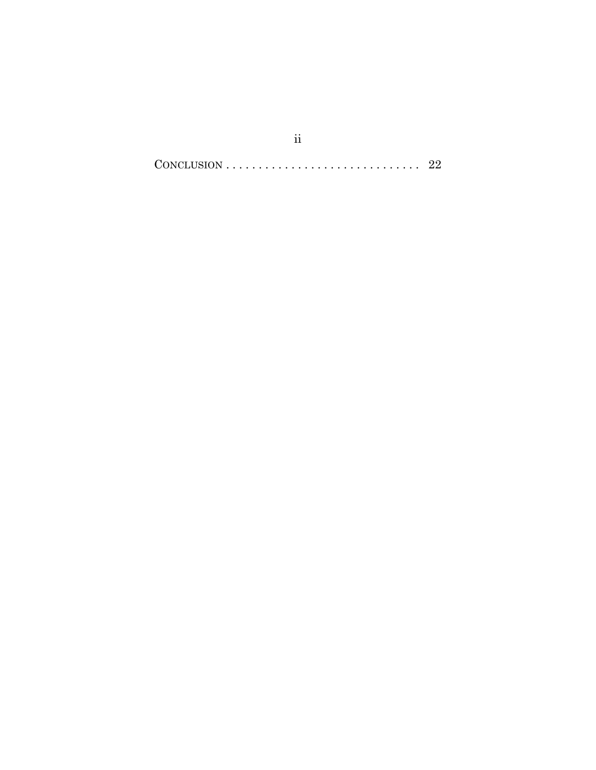CONCLUSION . . . . . . . . . . . . . . . . . . . . . . . . . . . . . . 22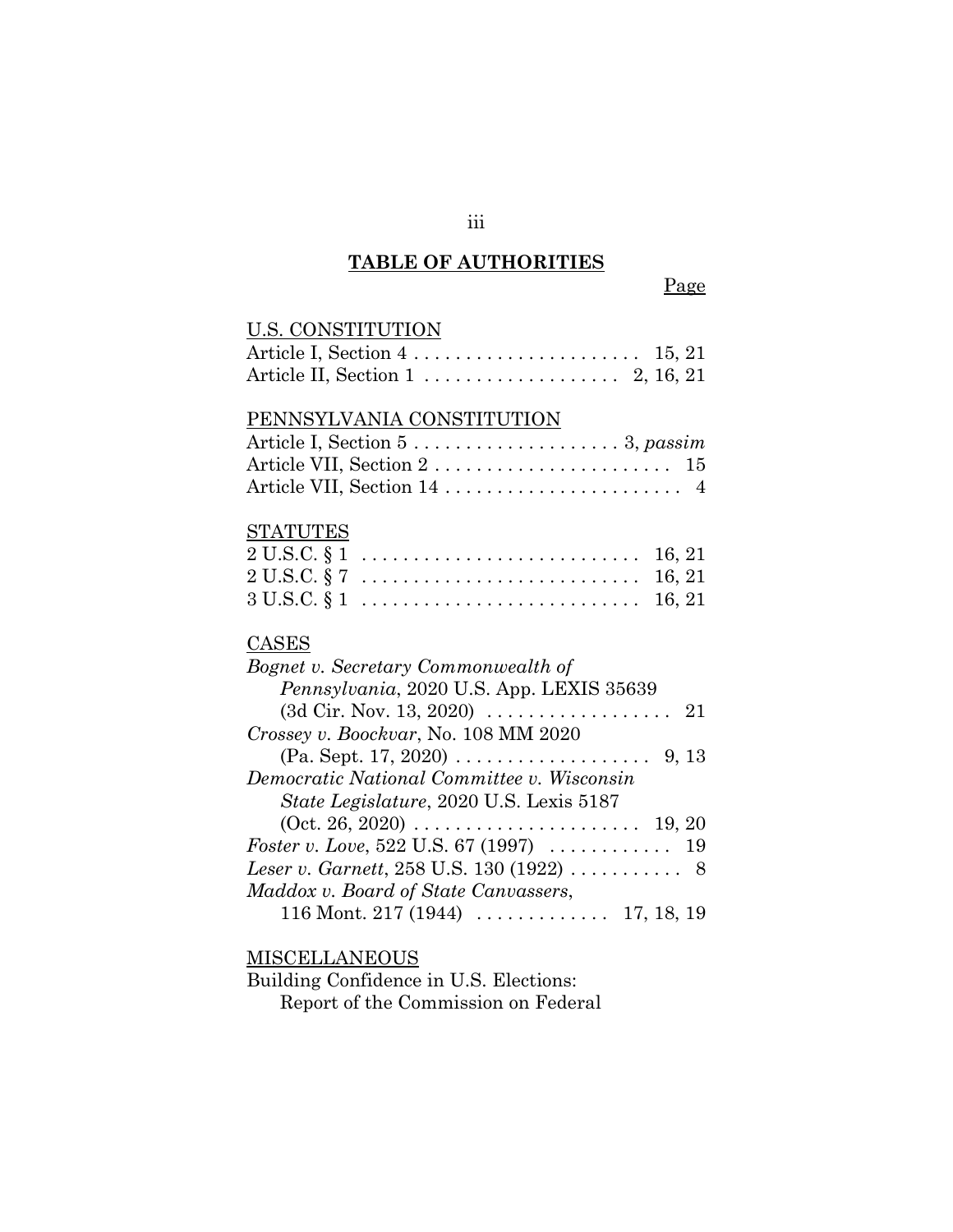## TABLE OF AUTHORITIES

Page

U.S. CONSTITUTION

Article I, Section 4 . . . . . . . . . . . . . . . . . . . . . . 15, 21
Article II, Section 1 . . . . . . . . . . . . . . . . . . . 2, 16, 21

PENNSYLVANIA CONSTITUTION

Article I, Section 5 . . . . . . . . . . . . . . . . . . . . 3, *passim*
Article VII, Section 2 . . . . . . . . . . . . . . . . . . . . . . . 15
Article VII, Section 14 . . . . . . . . . . . . . . . . . . . . . . . 4

STATUTES

2 U.S.C. § 1 . . . . . . . . . . . . . . . . . . . . . . . . . . 16, 21
2 U.S.C. § 7 . . . . . . . . . . . . . . . . . . . . . . . . . . 16, 21
3 U.S.C. § 1 . . . . . . . . . . . . . . . . . . . . . . . . . . 16, 21

CASES

*Bognet v. Secretary Commonwealth of Pennsylvania*, 2020 U.S. App. LEXIS 35639 (3d Cir. Nov. 13, 2020) . . . . . . . . . . . . . . . . . . 21
*Crossey v. Boockvar*, No. 108 MM 2020 (Pa. Sept. 17, 2020) . . . . . . . . . . . . . . . . . . . 9, 13
*Democratic National Committee v. Wisconsin State Legislature*, 2020 U.S. Lexis 5187 (Oct. 26, 2020) . . . . . . . . . . . . . . . . . . . . . . 19, 20
*Foster v. Love*, 522 U.S. 67 (1997) . . . . . . . . . . . . 19
*Leser v. Garnett*, 258 U.S. 130 (1922) . . . . . . . . . . . 8
*Maddox v. Board of State Canvassers*, 116 Mont. 217 (1944) . . . . . . . . . . . . . 17, 18, 19

MISCELLANEOUS

Building Confidence in U.S. Elections: Report of the Commission on Federal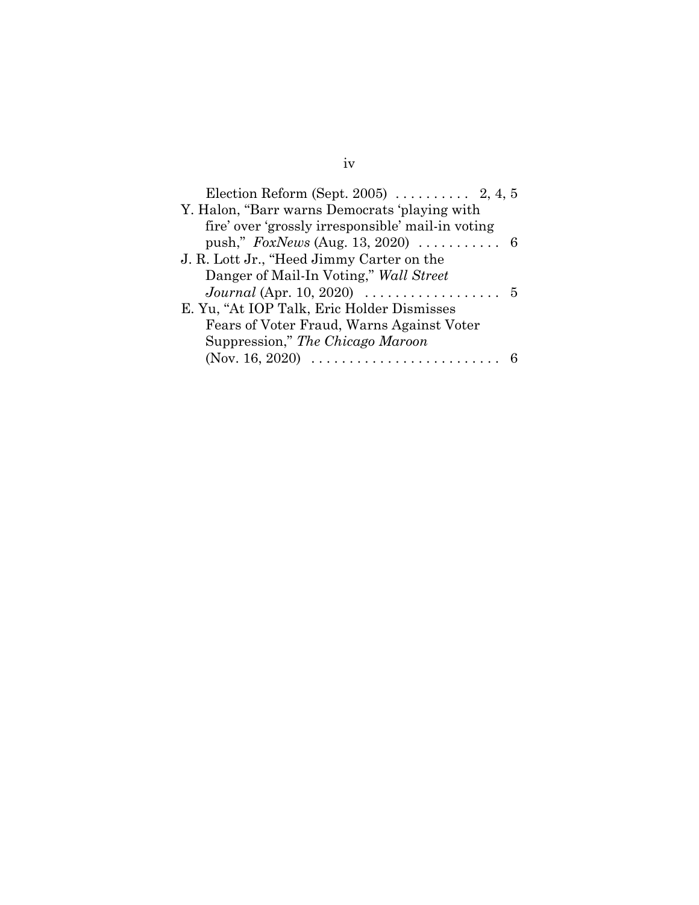Election Reform (Sept. 2005) . . . . . . . . . . 2, 4, 5

Y. Halon, "Barr warns Democrats 'playing with fire' over 'grossly irresponsible' mail-in voting push," *FoxNews* (Aug. 13, 2020) . . . . . . . . . . . 6

J. R. Lott Jr., "Heed Jimmy Carter on the Danger of Mail-In Voting," *Wall Street Journal* (Apr. 10, 2020) . . . . . . . . . . . . . . . . . . 5

E. Yu, "At IOP Talk, Eric Holder Dismisses Fears of Voter Fraud, Warns Against Voter Suppression," *The Chicago Maroon* (Nov. 16, 2020) . . . . . . . . . . . . . . . . . . . . . . . . . 6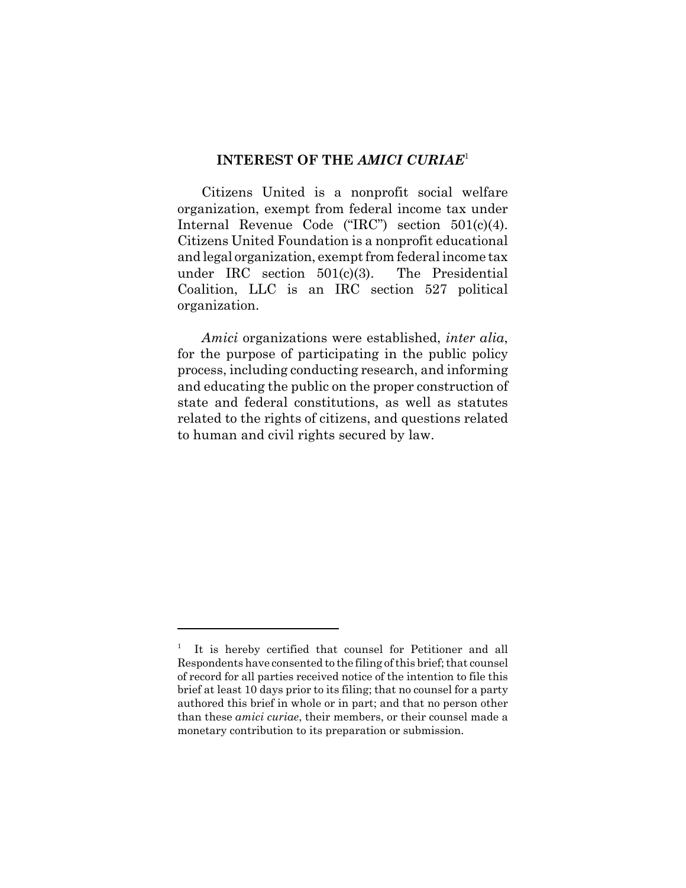## INTEREST OF THE *AMICI CURIAE*[1]

Citizens United is a nonprofit social welfare organization, exempt from federal income tax under Internal Revenue Code ("IRC") section 501(c)(4). Citizens United Foundation is a nonprofit educational and legal organization, exempt from federal income tax under IRC section 501(c)(3). The Presidential Coalition, LLC is an IRC section 527 political organization.

*Amici* organizations were established, *inter alia*, for the purpose of participating in the public policy process, including conducting research, and informing and educating the public on the proper construction of state and federal constitutions, as well as statutes related to the rights of citizens, and questions related to human and civil rights secured by law.

---

[1] It is hereby certified that counsel for Petitioner and all Respondents have consented to the filing of this brief; that counsel of record for all parties received notice of the intention to file this brief at least 10 days prior to its filing; that no counsel for a party authored this brief in whole or in part; and that no person other than these *amici curiae*, their members, or their counsel made a monetary contribution to its preparation or submission.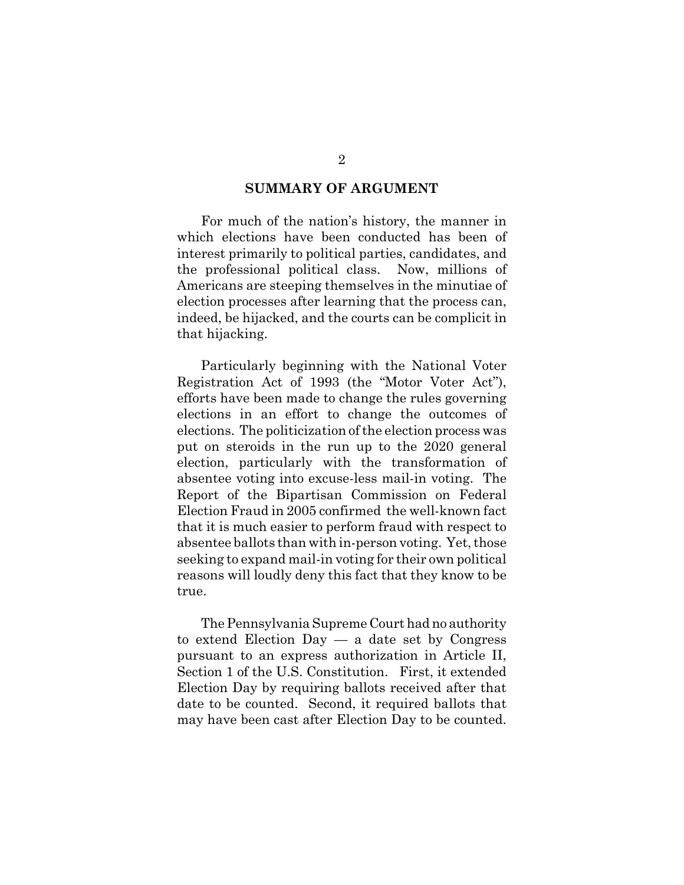## SUMMARY OF ARGUMENT

For much of the nation's history, the manner in which elections have been conducted has been of interest primarily to political parties, candidates, and the professional political class. Now, millions of Americans are steeping themselves in the minutiae of election processes after learning that the process can, indeed, be hijacked, and the courts can be complicit in that hijacking.

Particularly beginning with the National Voter Registration Act of 1993 (the "Motor Voter Act"), efforts have been made to change the rules governing elections in an effort to change the outcomes of elections. The politicization of the election process was put on steroids in the run up to the 2020 general election, particularly with the transformation of absentee voting into excuse-less mail-in voting. The Report of the Bipartisan Commission on Federal Election Fraud in 2005 confirmed the well-known fact that it is much easier to perform fraud with respect to absentee ballots than with in-person voting. Yet, those seeking to expand mail-in voting for their own political reasons will loudly deny this fact that they know to be true.

The Pennsylvania Supreme Court had no authority to extend Election Day — a date set by Congress pursuant to an express authorization in Article II, Section 1 of the U.S. Constitution. First, it extended Election Day by requiring ballots received after that date to be counted. Second, it required ballots that may have been cast after Election Day to be counted.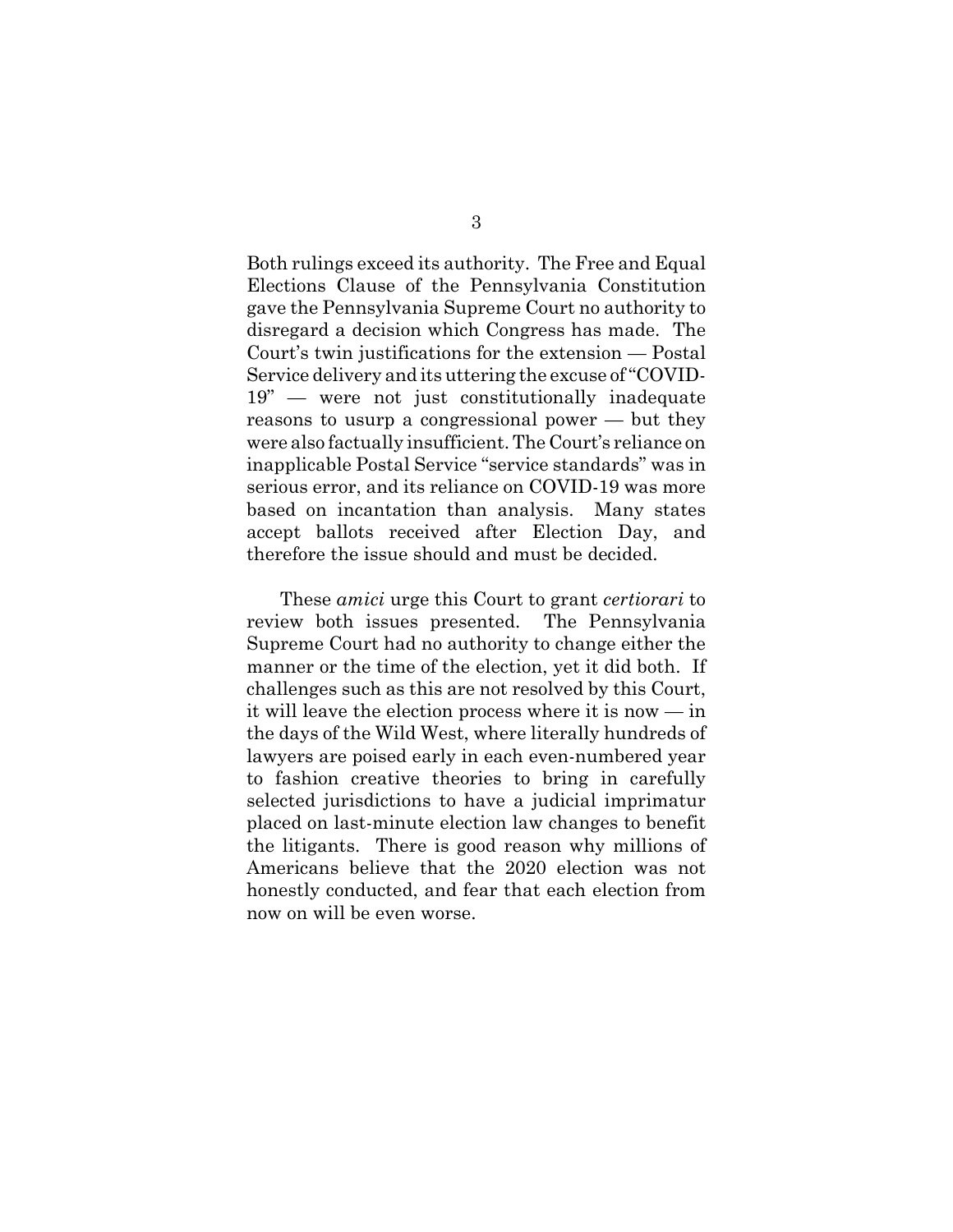Both rulings exceed its authority. The Free and Equal Elections Clause of the Pennsylvania Constitution gave the Pennsylvania Supreme Court no authority to disregard a decision which Congress has made. The Court's twin justifications for the extension — Postal Service delivery and its uttering the excuse of "COVID-19" — were not just constitutionally inadequate reasons to usurp a congressional power — but they were also factually insufficient. The Court's reliance on inapplicable Postal Service "service standards" was in serious error, and its reliance on COVID-19 was more based on incantation than analysis. Many states accept ballots received after Election Day, and therefore the issue should and must be decided.

These *amici* urge this Court to grant *certiorari* to review both issues presented. The Pennsylvania Supreme Court had no authority to change either the manner or the time of the election, yet it did both. If challenges such as this are not resolved by this Court, it will leave the election process where it is now — in the days of the Wild West, where literally hundreds of lawyers are poised early in each even-numbered year to fashion creative theories to bring in carefully selected jurisdictions to have a judicial imprimatur placed on last-minute election law changes to benefit the litigants. There is good reason why millions of Americans believe that the 2020 election was not honestly conducted, and fear that each election from now on will be even worse.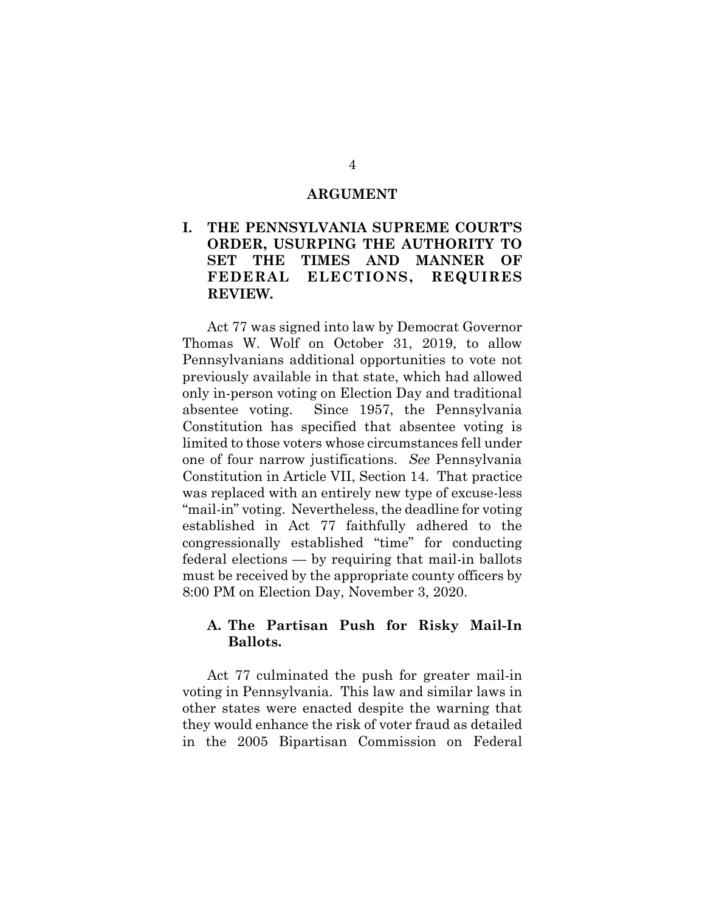# ARGUMENT

## I. THE PENNSYLVANIA SUPREME COURT'S ORDER, USURPING THE AUTHORITY TO SET THE TIMES AND MANNER OF FEDERAL ELECTIONS, REQUIRES REVIEW.

Act 77 was signed into law by Democrat Governor Thomas W. Wolf on October 31, 2019, to allow Pennsylvanians additional opportunities to vote not previously available in that state, which had allowed only in-person voting on Election Day and traditional absentee voting. Since 1957, the Pennsylvania Constitution has specified that absentee voting is limited to those voters whose circumstances fell under one of four narrow justifications. *See* Pennsylvania Constitution in Article VII, Section 14. That practice was replaced with an entirely new type of excuse-less "mail-in" voting. Nevertheless, the deadline for voting established in Act 77 faithfully adhered to the congressionally established "time" for conducting federal elections — by requiring that mail-in ballots must be received by the appropriate county officers by 8:00 PM on Election Day, November 3, 2020.

### A. The Partisan Push for Risky Mail-In Ballots.

Act 77 culminated the push for greater mail-in voting in Pennsylvania. This law and similar laws in other states were enacted despite the warning that they would enhance the risk of voter fraud as detailed in the 2005 Bipartisan Commission on Federal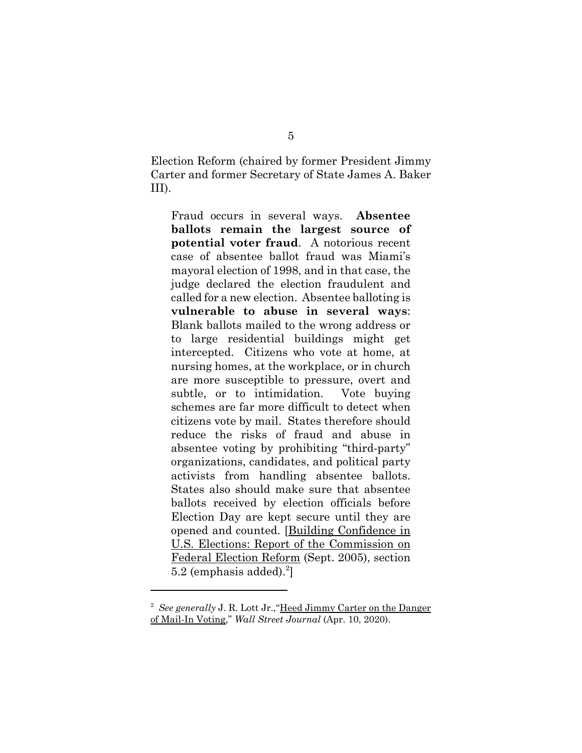Election Reform (chaired by former President Jimmy Carter and former Secretary of State James A. Baker III).

> Fraud occurs in several ways. **Absentee ballots remain the largest source of potential voter fraud**. A notorious recent case of absentee ballot fraud was Miami's mayoral election of 1998, and in that case, the judge declared the election fraudulent and called for a new election. Absentee balloting is **vulnerable to abuse in several ways**: Blank ballots mailed to the wrong address or to large residential buildings might get intercepted. Citizens who vote at home, at nursing homes, at the workplace, or in church are more susceptible to pressure, overt and subtle, or to intimidation. Vote buying schemes are far more difficult to detect when citizens vote by mail. States therefore should reduce the risks of fraud and abuse in absentee voting by prohibiting "third-party" organizations, candidates, and political party activists from handling absentee ballots. States also should make sure that absentee ballots received by election officials before Election Day are kept secure until they are opened and counted. [Building Confidence in U.S. Elections: Report of the Commission on Federal Election Reform (Sept. 2005), section 5.2 (emphasis added).[2]]

---

[2] *See generally* J. R. Lott Jr.,"Heed Jimmy Carter on the Danger of Mail-In Voting," *Wall Street Journal* (Apr. 10, 2020).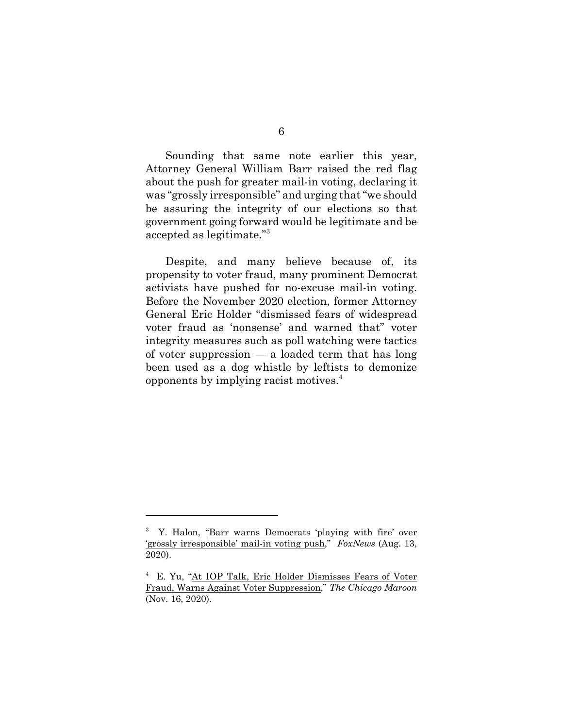Sounding that same note earlier this year, Attorney General William Barr raised the red flag about the push for greater mail-in voting, declaring it was "grossly irresponsible" and urging that "we should be assuring the integrity of our elections so that government going forward would be legitimate and be accepted as legitimate."[3]

Despite, and many believe because of, its propensity to voter fraud, many prominent Democrat activists have pushed for no-excuse mail-in voting. Before the November 2020 election, former Attorney General Eric Holder "dismissed fears of widespread voter fraud as 'nonsense' and warned that" voter integrity measures such as poll watching were tactics of voter suppression — a loaded term that has long been used as a dog whistle by leftists to demonize opponents by implying racist motives.[4]

---

[3] Y. Halon, "Barr warns Democrats 'playing with fire' over 'grossly irresponsible' mail-in voting push," *FoxNews* (Aug. 13, 2020).

[4] E. Yu, "At IOP Talk, Eric Holder Dismisses Fears of Voter Fraud, Warns Against Voter Suppression," *The Chicago Maroon* (Nov. 16, 2020).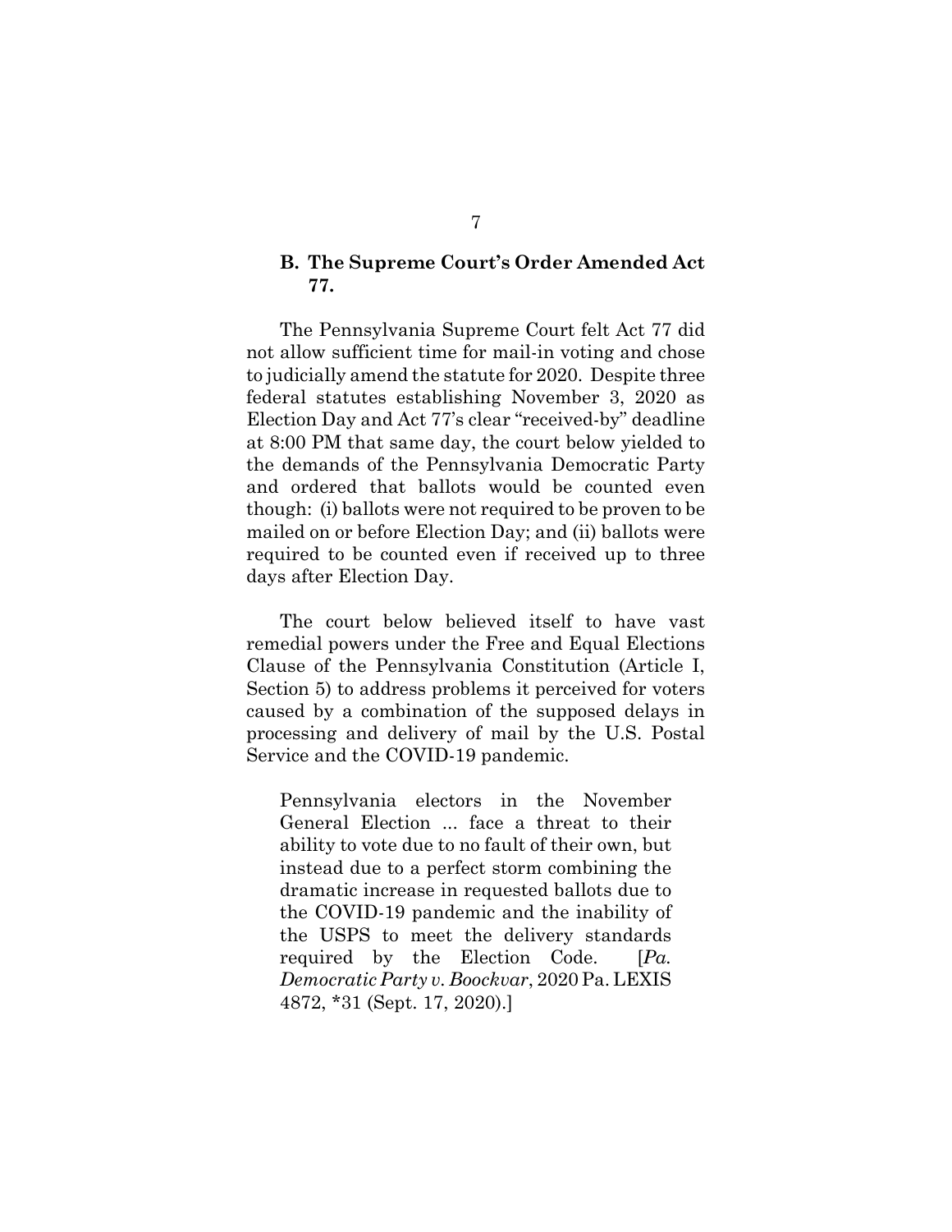### B. The Supreme Court's Order Amended Act 77.

The Pennsylvania Supreme Court felt Act 77 did not allow sufficient time for mail-in voting and chose to judicially amend the statute for 2020. Despite three federal statutes establishing November 3, 2020 as Election Day and Act 77's clear "received-by" deadline at 8:00 PM that same day, the court below yielded to the demands of the Pennsylvania Democratic Party and ordered that ballots would be counted even though: (i) ballots were not required to be proven to be mailed on or before Election Day; and (ii) ballots were required to be counted even if received up to three days after Election Day.

The court below believed itself to have vast remedial powers under the Free and Equal Elections Clause of the Pennsylvania Constitution (Article I, Section 5) to address problems it perceived for voters caused by a combination of the supposed delays in processing and delivery of mail by the U.S. Postal Service and the COVID-19 pandemic.

> Pennsylvania electors in the November General Election ... face a threat to their ability to vote due to no fault of their own, but instead due to a perfect storm combining the dramatic increase in requested ballots due to the COVID-19 pandemic and the inability of the USPS to meet the delivery standards required by the Election Code. [*Pa. Democratic Party v. Boockvar*, 2020 Pa. LEXIS 4872, *31 (Sept. 17, 2020).]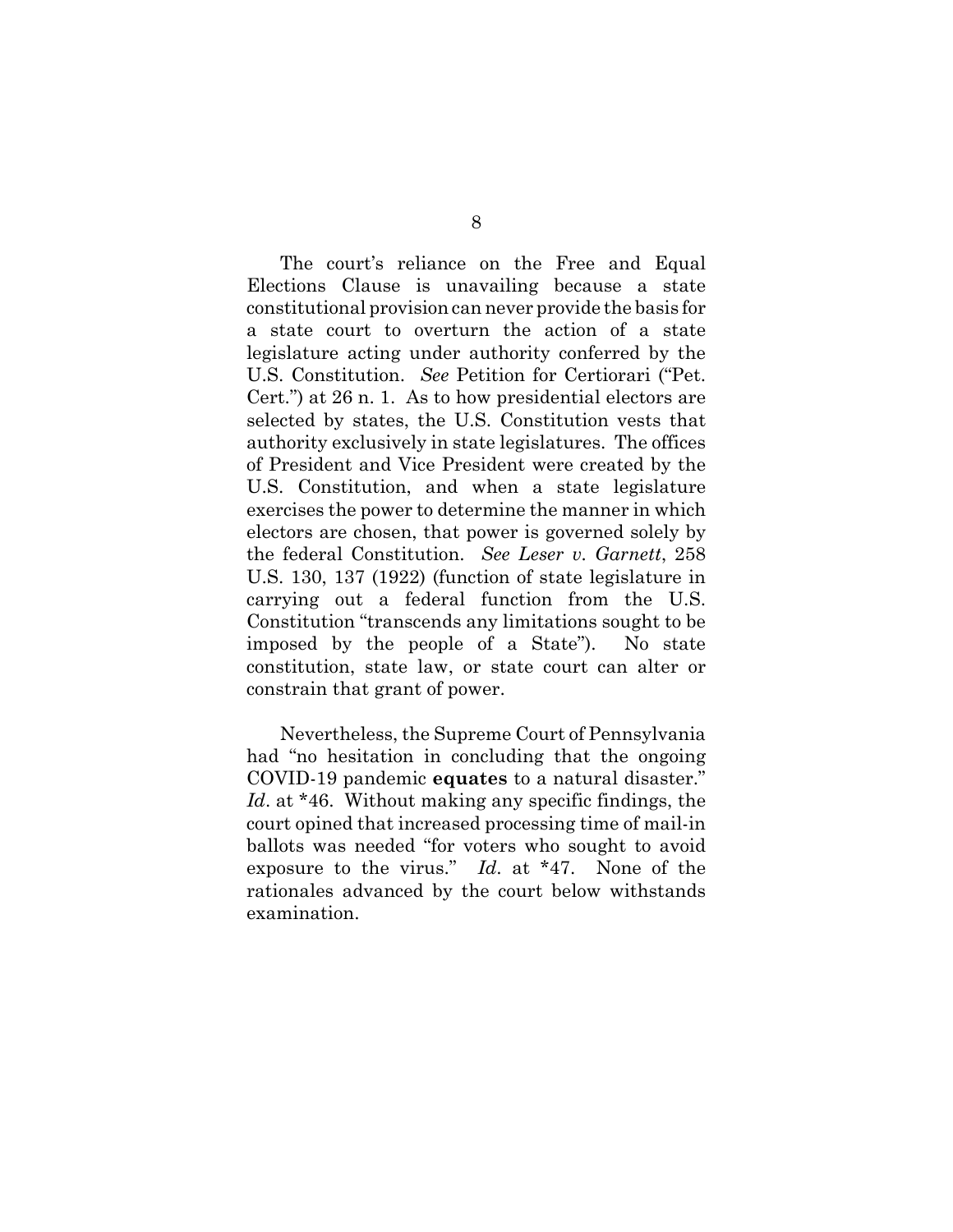The court's reliance on the Free and Equal Elections Clause is unavailing because a state constitutional provision can never provide the basis for a state court to overturn the action of a state legislature acting under authority conferred by the U.S. Constitution. *See* Petition for Certiorari ("Pet. Cert.") at 26 n. 1. As to how presidential electors are selected by states, the U.S. Constitution vests that authority exclusively in state legislatures. The offices of President and Vice President were created by the U.S. Constitution, and when a state legislature exercises the power to determine the manner in which electors are chosen, that power is governed solely by the federal Constitution. *See Leser v. Garnett*, 258 U.S. 130, 137 (1922) (function of state legislature in carrying out a federal function from the U.S. Constitution "transcends any limitations sought to be imposed by the people of a State"). No state constitution, state law, or state court can alter or constrain that grant of power.

Nevertheless, the Supreme Court of Pennsylvania had "no hesitation in concluding that the ongoing COVID-19 pandemic **equates** to a natural disaster." *Id*. at *46. Without making any specific findings, the court opined that increased processing time of mail-in ballots was needed "for voters who sought to avoid exposure to the virus." *Id*. at *47. None of the rationales advanced by the court below withstands examination.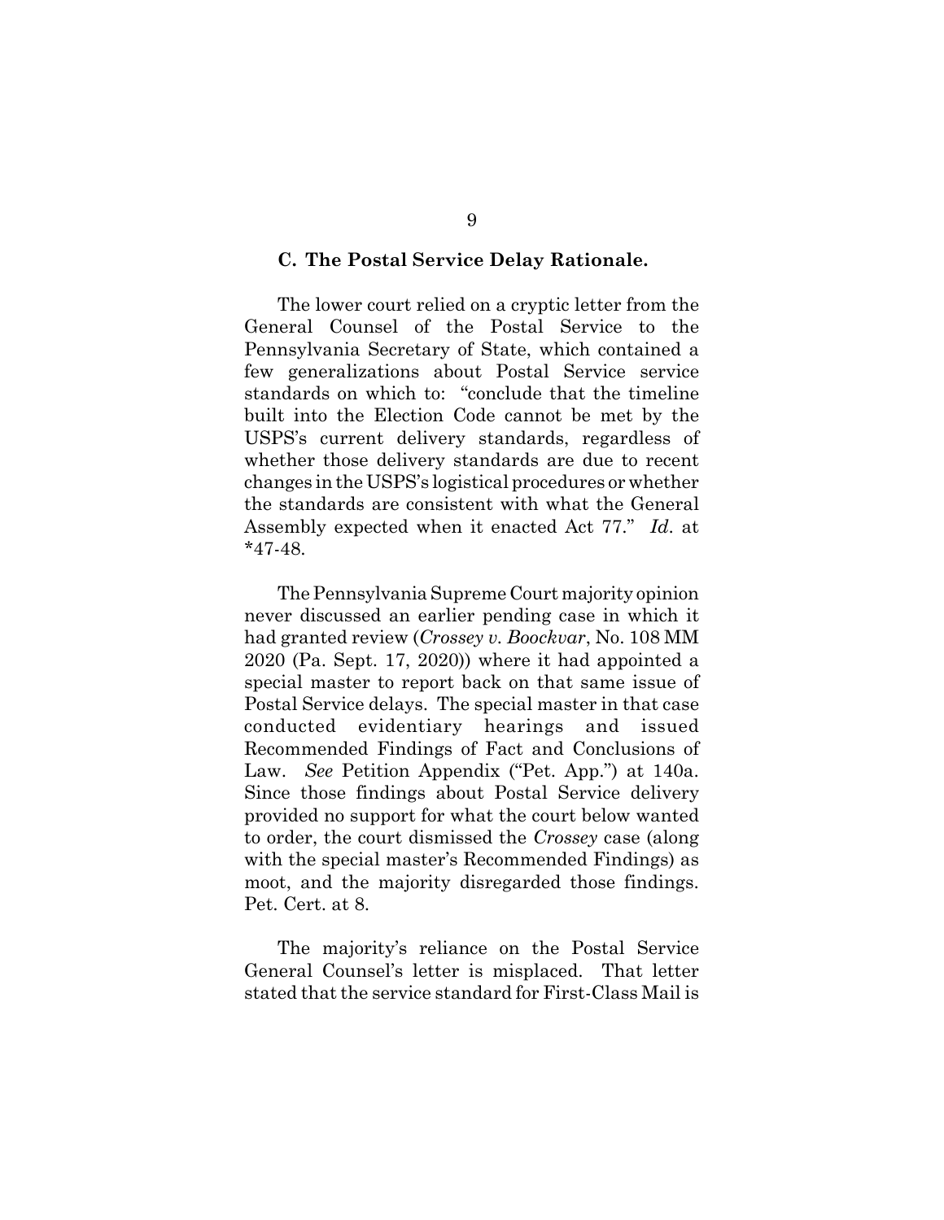### C. The Postal Service Delay Rationale.

The lower court relied on a cryptic letter from the General Counsel of the Postal Service to the Pennsylvania Secretary of State, which contained a few generalizations about Postal Service service standards on which to: "conclude that the timeline built into the Election Code cannot be met by the USPS's current delivery standards, regardless of whether those delivery standards are due to recent changes in the USPS's logistical procedures or whether the standards are consistent with what the General Assembly expected when it enacted Act 77." *Id*. at *47-48.

The Pennsylvania Supreme Court majority opinion never discussed an earlier pending case in which it had granted review (*Crossey v. Boockvar*, No. 108 MM 2020 (Pa. Sept. 17, 2020)) where it had appointed a special master to report back on that same issue of Postal Service delays. The special master in that case conducted evidentiary hearings and issued Recommended Findings of Fact and Conclusions of Law. *See* Petition Appendix ("Pet. App.") at 140a. Since those findings about Postal Service delivery provided no support for what the court below wanted to order, the court dismissed the *Crossey* case (along with the special master's Recommended Findings) as moot, and the majority disregarded those findings. Pet. Cert. at 8.

The majority's reliance on the Postal Service General Counsel's letter is misplaced. That letter stated that the service standard for First-Class Mail is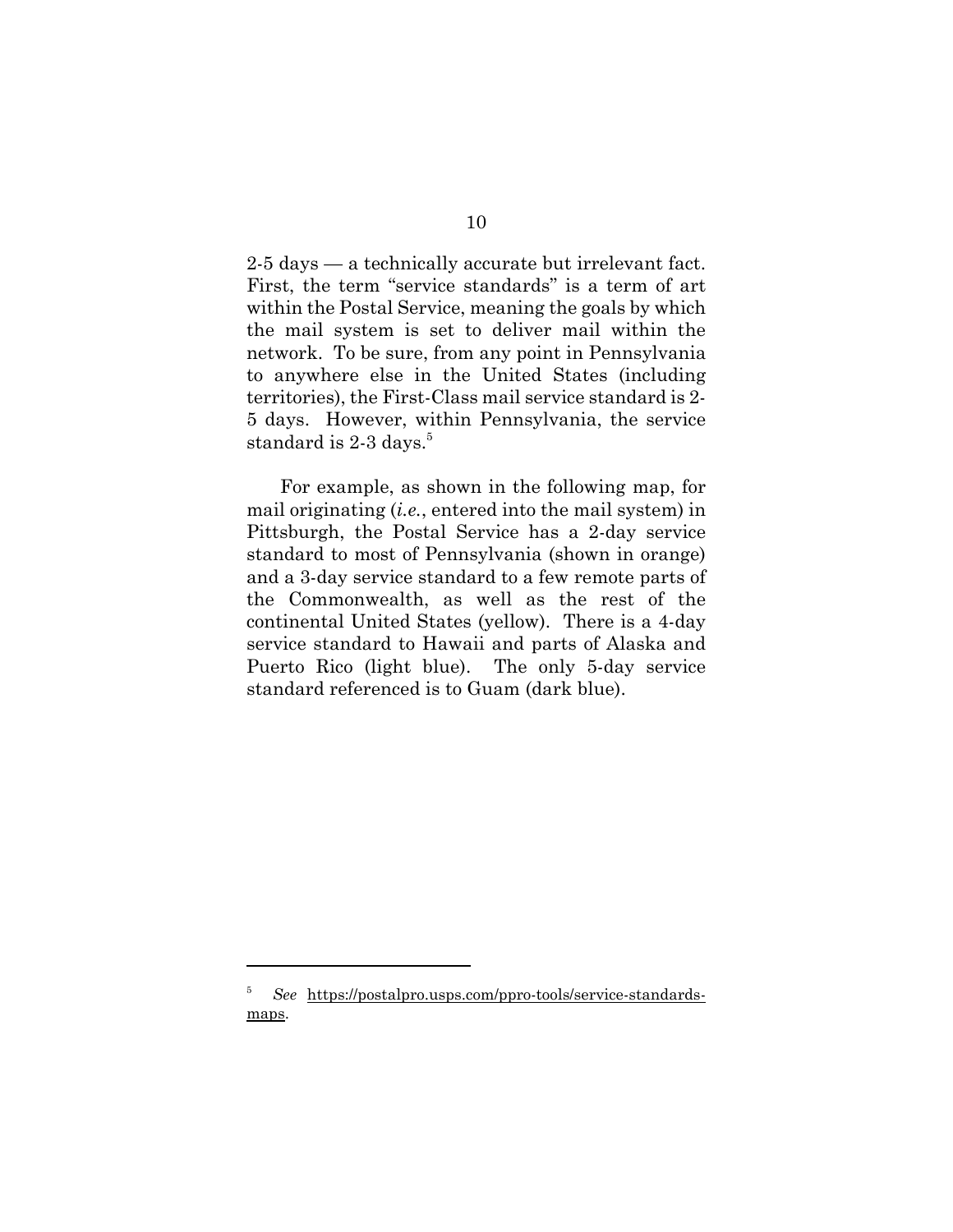2-5 days — a technically accurate but irrelevant fact. First, the term "service standards" is a term of art within the Postal Service, meaning the goals by which the mail system is set to deliver mail within the network. To be sure, from any point in Pennsylvania to anywhere else in the United States (including territories), the First-Class mail service standard is 2-5 days. However, within Pennsylvania, the service standard is 2-3 days.[5]

For example, as shown in the following map, for mail originating (*i.e.*, entered into the mail system) in Pittsburgh, the Postal Service has a 2-day service standard to most of Pennsylvania (shown in orange) and a 3-day service standard to a few remote parts of the Commonwealth, as well as the rest of the continental United States (yellow). There is a 4-day service standard to Hawaii and parts of Alaska and Puerto Rico (light blue). The only 5-day service standard referenced is to Guam (dark blue).

---

[5] *See* https://postalpro.usps.com/ppro-tools/service-standards-maps.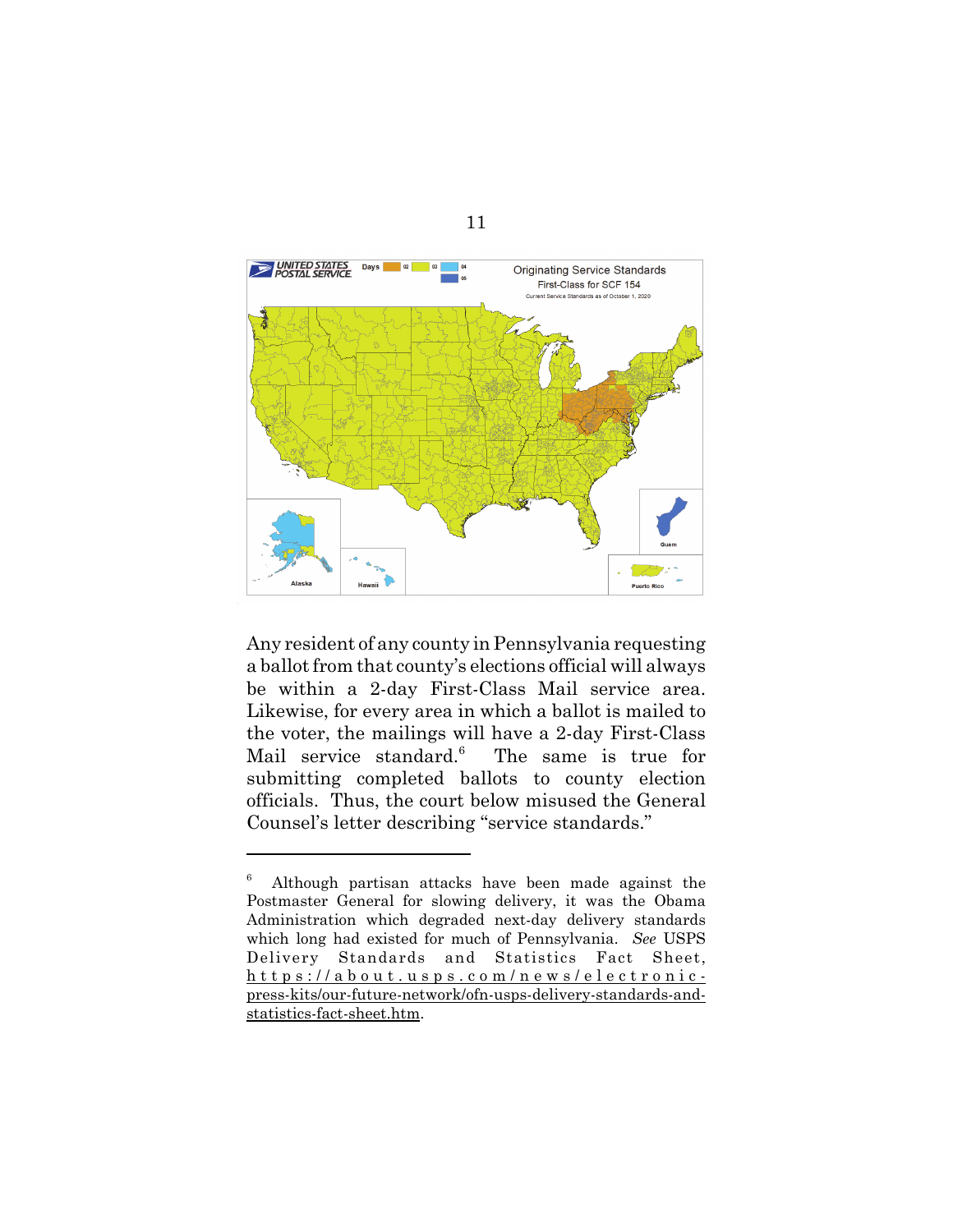Any resident of any county in Pennsylvania requesting a ballot from that county's elections official will always be within a 2-day First-Class Mail service area. Likewise, for every area in which a ballot is mailed to the voter, the mailings will have a 2-day First-Class Mail service standard.[6] The same is true for submitting completed ballots to county election officials. Thus, the court below misused the General Counsel's letter describing "service standards."

---

[6] Although partisan attacks have been made against the Postmaster General for slowing delivery, it was the Obama Administration which degraded next-day delivery standards which long had existed for much of Pennsylvania. *See* USPS Delivery Standards and Statistics Fact Sheet, https://about.usps.com/news/electronic-press-kits/our-future-network/ofn-usps-delivery-standards-and-statistics-fact-sheet.htm.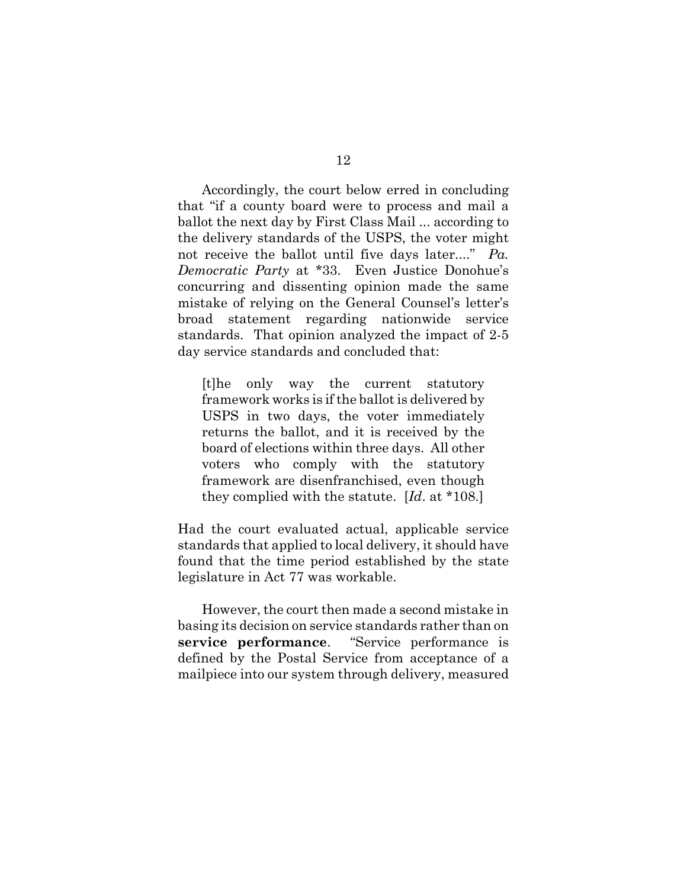Accordingly, the court below erred in concluding that "if a county board were to process and mail a ballot the next day by First Class Mail ... according to the delivery standards of the USPS, the voter might not receive the ballot until five days later...." *Pa. Democratic Party* at *33. Even Justice Donohue's concurring and dissenting opinion made the same mistake of relying on the General Counsel's letter's broad statement regarding nationwide service standards. That opinion analyzed the impact of 2-5 day service standards and concluded that:

> [t]he only way the current statutory framework works is if the ballot is delivered by USPS in two days, the voter immediately returns the ballot, and it is received by the board of elections within three days. All other voters who comply with the statutory framework are disenfranchised, even though they complied with the statute. [*Id*. at *108.]

Had the court evaluated actual, applicable service standards that applied to local delivery, it should have found that the time period established by the state legislature in Act 77 was workable.

However, the court then made a second mistake in basing its decision on service standards rather than on **service performance**. "Service performance is defined by the Postal Service from acceptance of a mailpiece into our system through delivery, measured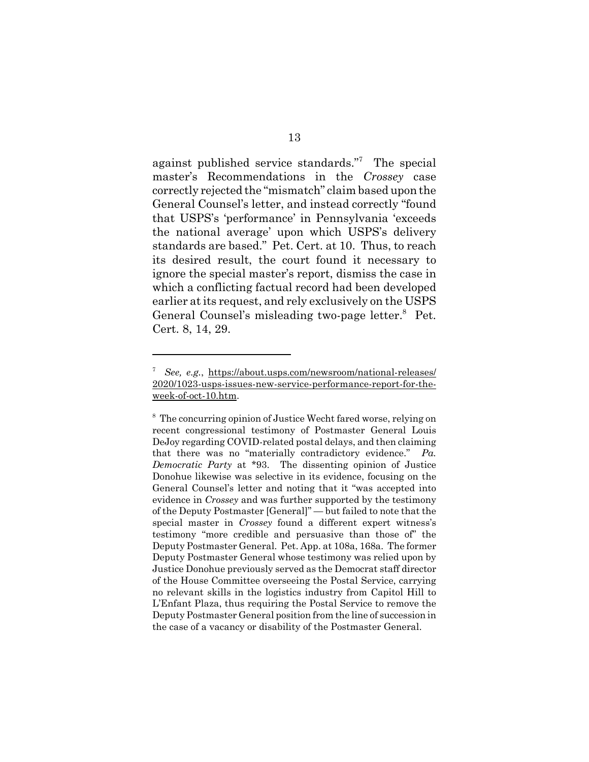against published service standards."[7] The special master's Recommendations in the *Crossey* case correctly rejected the "mismatch" claim based upon the General Counsel's letter, and instead correctly "found that USPS's 'performance' in Pennsylvania 'exceeds the national average' upon which USPS's delivery standards are based." Pet. Cert. at 10. Thus, to reach its desired result, the court found it necessary to ignore the special master's report, dismiss the case in which a conflicting factual record had been developed earlier at its request, and rely exclusively on the USPS General Counsel's misleading two-page letter.[8] Pet. Cert. 8, 14, 29.

---

[7] *See, e.g.*, https://about.usps.com/newsroom/national-releases/2020/1023-usps-issues-new-service-performance-report-for-the-week-of-oct-10.htm.

[8] The concurring opinion of Justice Wecht fared worse, relying on recent congressional testimony of Postmaster General Louis DeJoy regarding COVID-related postal delays, and then claiming that there was no "materially contradictory evidence." *Pa. Democratic Party* at *93. The dissenting opinion of Justice Donohue likewise was selective in its evidence, focusing on the General Counsel's letter and noting that it "was accepted into evidence in *Crossey* and was further supported by the testimony of the Deputy Postmaster [General]" — but failed to note that the special master in *Crossey* found a different expert witness's testimony "more credible and persuasive than those of" the Deputy Postmaster General. Pet. App. at 108a, 168a. The former Deputy Postmaster General whose testimony was relied upon by Justice Donohue previously served as the Democrat staff director of the House Committee overseeing the Postal Service, carrying no relevant skills in the logistics industry from Capitol Hill to L'Enfant Plaza, thus requiring the Postal Service to remove the Deputy Postmaster General position from the line of succession in the case of a vacancy or disability of the Postmaster General.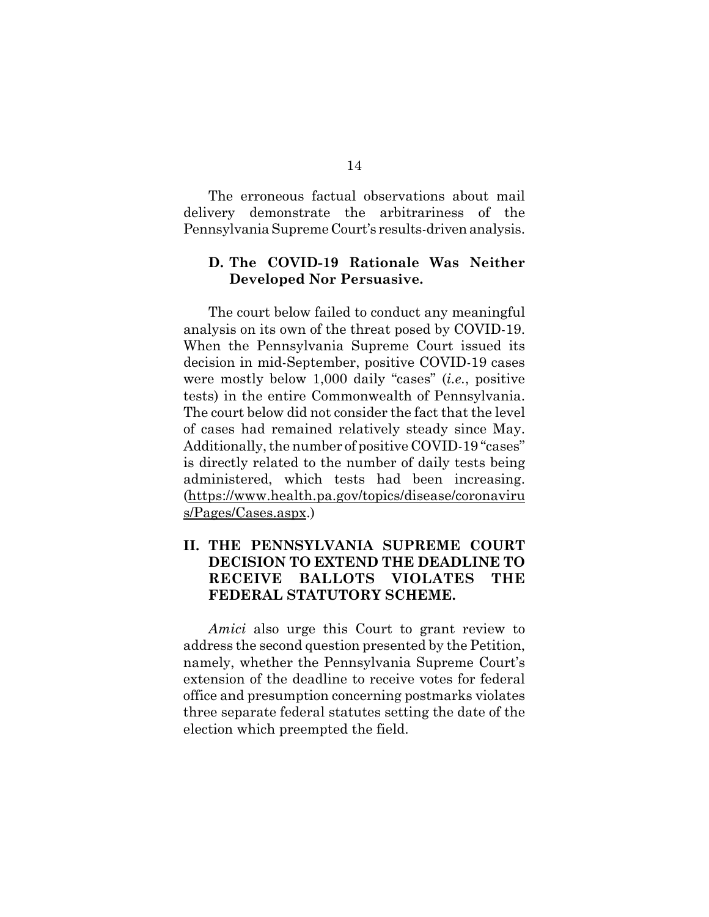The erroneous factual observations about mail delivery demonstrate the arbitrariness of the Pennsylvania Supreme Court's results-driven analysis.

### D. The COVID-19 Rationale Was Neither Developed Nor Persuasive.

The court below failed to conduct any meaningful analysis on its own of the threat posed by COVID-19. When the Pennsylvania Supreme Court issued its decision in mid-September, positive COVID-19 cases were mostly below 1,000 daily "cases" (*i.e.*, positive tests) in the entire Commonwealth of Pennsylvania. The court below did not consider the fact that the level of cases had remained relatively steady since May. Additionally, the number of positive COVID-19 "cases" is directly related to the number of daily tests being administered, which tests had been increasing. (https://www.health.pa.gov/topics/disease/coronavirus/Pages/Cases.aspx.)

## II. THE PENNSYLVANIA SUPREME COURT DECISION TO EXTEND THE DEADLINE TO RECEIVE BALLOTS VIOLATES THE FEDERAL STATUTORY SCHEME.

*Amici* also urge this Court to grant review to address the second question presented by the Petition, namely, whether the Pennsylvania Supreme Court's extension of the deadline to receive votes for federal office and presumption concerning postmarks violates three separate federal statutes setting the date of the election which preempted the field.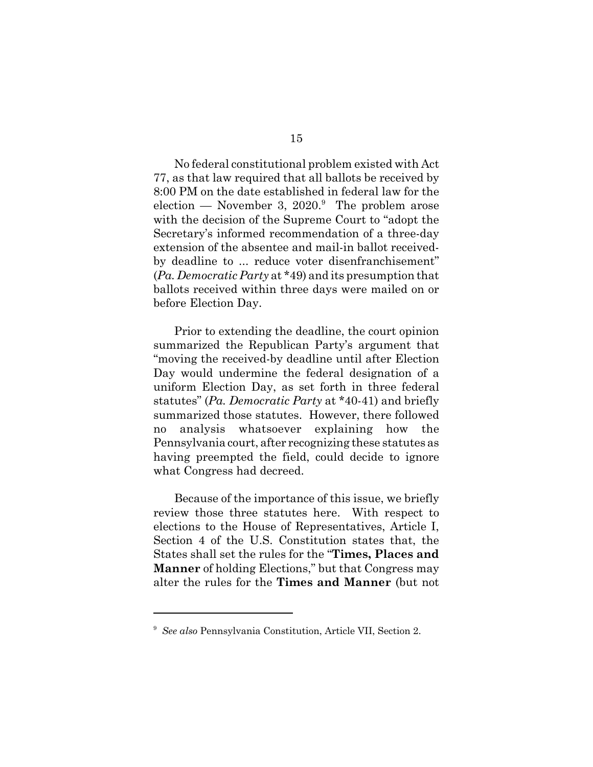No federal constitutional problem existed with Act 77, as that law required that all ballots be received by 8:00 PM on the date established in federal law for the election — November 3, 2020.[9] The problem arose with the decision of the Supreme Court to "adopt the Secretary's informed recommendation of a three-day extension of the absentee and mail-in ballot received-by deadline to ... reduce voter disenfranchisement" (*Pa. Democratic Party* at *49) and its presumption that ballots received within three days were mailed on or before Election Day.

Prior to extending the deadline, the court opinion summarized the Republican Party's argument that "moving the received-by deadline until after Election Day would undermine the federal designation of a uniform Election Day, as set forth in three federal statutes" (*Pa. Democratic Party* at *40-41) and briefly summarized those statutes. However, there followed no analysis whatsoever explaining how the Pennsylvania court, after recognizing these statutes as having preempted the field, could decide to ignore what Congress had decreed.

Because of the importance of this issue, we briefly review those three statutes here. With respect to elections to the House of Representatives, Article I, Section 4 of the U.S. Constitution states that, the States shall set the rules for the "**Times, Places and Manner** of holding Elections," but that Congress may alter the rules for the **Times and Manner** (but not

---

[9] *See also* Pennsylvania Constitution, Article VII, Section 2.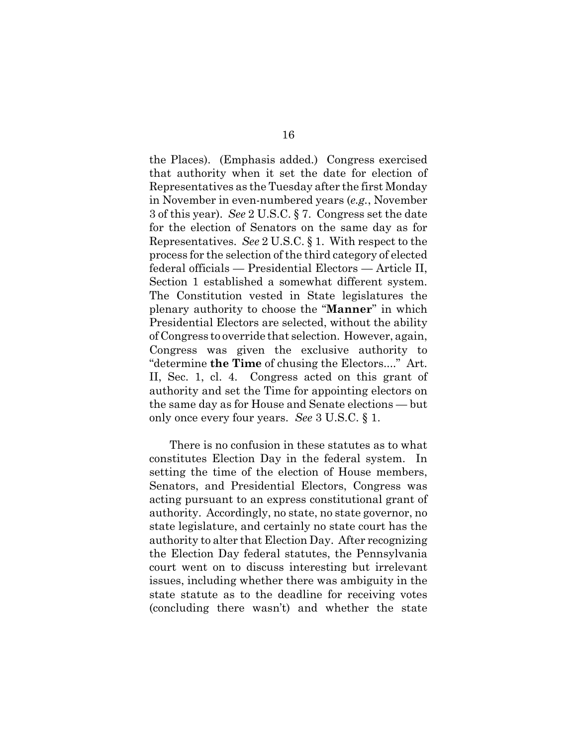the Places). (Emphasis added.) Congress exercised that authority when it set the date for election of Representatives as the Tuesday after the first Monday in November in even-numbered years (*e.g.*, November 3 of this year). *See* 2 U.S.C. § 7. Congress set the date for the election of Senators on the same day as for Representatives. *See* 2 U.S.C. § 1. With respect to the process for the selection of the third category of elected federal officials — Presidential Electors — Article II, Section 1 established a somewhat different system. The Constitution vested in State legislatures the plenary authority to choose the "**Manner**" in which Presidential Electors are selected, without the ability of Congress to override that selection. However, again, Congress was given the exclusive authority to "determine **the Time** of chusing the Electors...." Art. II, Sec. 1, cl. 4. Congress acted on this grant of authority and set the Time for appointing electors on the same day as for House and Senate elections — but only once every four years. *See* 3 U.S.C. § 1.

There is no confusion in these statutes as to what constitutes Election Day in the federal system. In setting the time of the election of House members, Senators, and Presidential Electors, Congress was acting pursuant to an express constitutional grant of authority. Accordingly, no state, no state governor, no state legislature, and certainly no state court has the authority to alter that Election Day. After recognizing the Election Day federal statutes, the Pennsylvania court went on to discuss interesting but irrelevant issues, including whether there was ambiguity in the state statute as to the deadline for receiving votes (concluding there wasn't) and whether the state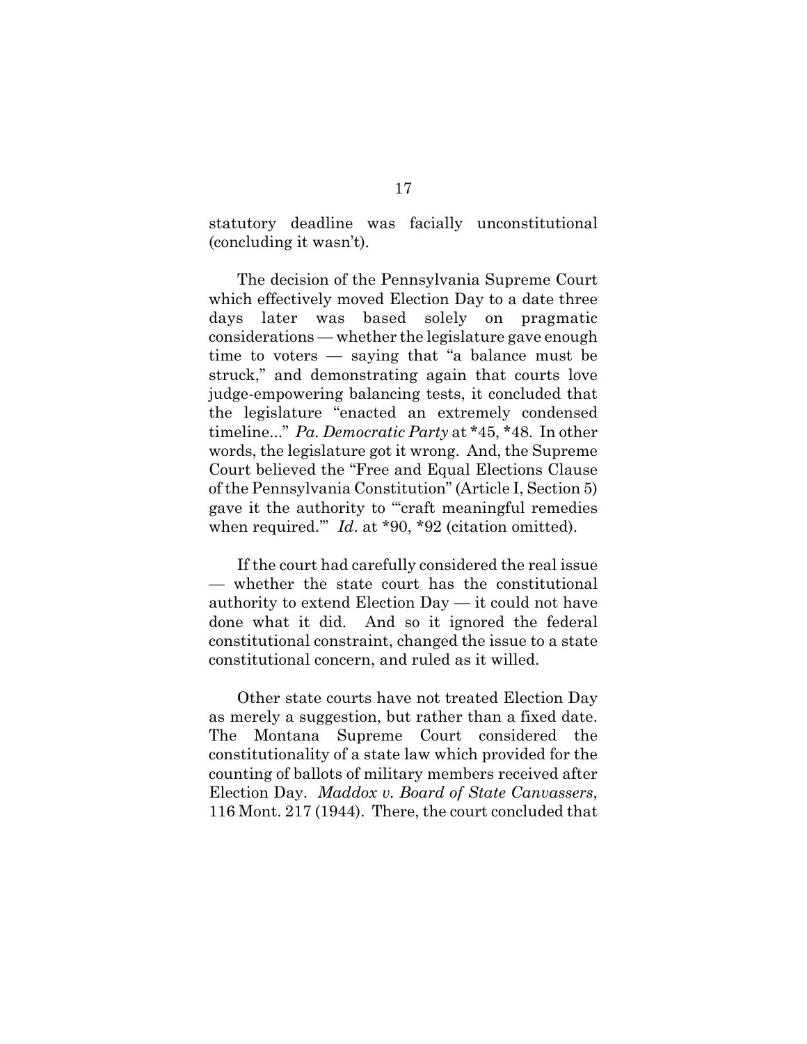statutory deadline was facially unconstitutional (concluding it wasn't).

The decision of the Pennsylvania Supreme Court which effectively moved Election Day to a date three days later was based solely on pragmatic considerations — whether the legislature gave enough time to voters — saying that "a balance must be struck," and demonstrating again that courts love judge-empowering balancing tests, it concluded that the legislature "enacted an extremely condensed timeline..." *Pa. Democratic Party* at *45, *48. In other words, the legislature got it wrong. And, the Supreme Court believed the "Free and Equal Elections Clause of the Pennsylvania Constitution" (Article I, Section 5) gave it the authority to "'craft meaningful remedies when required.'" *Id*. at *90, *92 (citation omitted).

If the court had carefully considered the real issue — whether the state court has the constitutional authority to extend Election Day — it could not have done what it did. And so it ignored the federal constitutional constraint, changed the issue to a state constitutional concern, and ruled as it willed.

Other state courts have not treated Election Day as merely a suggestion, but rather than a fixed date. The Montana Supreme Court considered the constitutionality of a state law which provided for the counting of ballots of military members received after Election Day. *Maddox v. Board of State Canvassers*, 116 Mont. 217 (1944). There, the court concluded that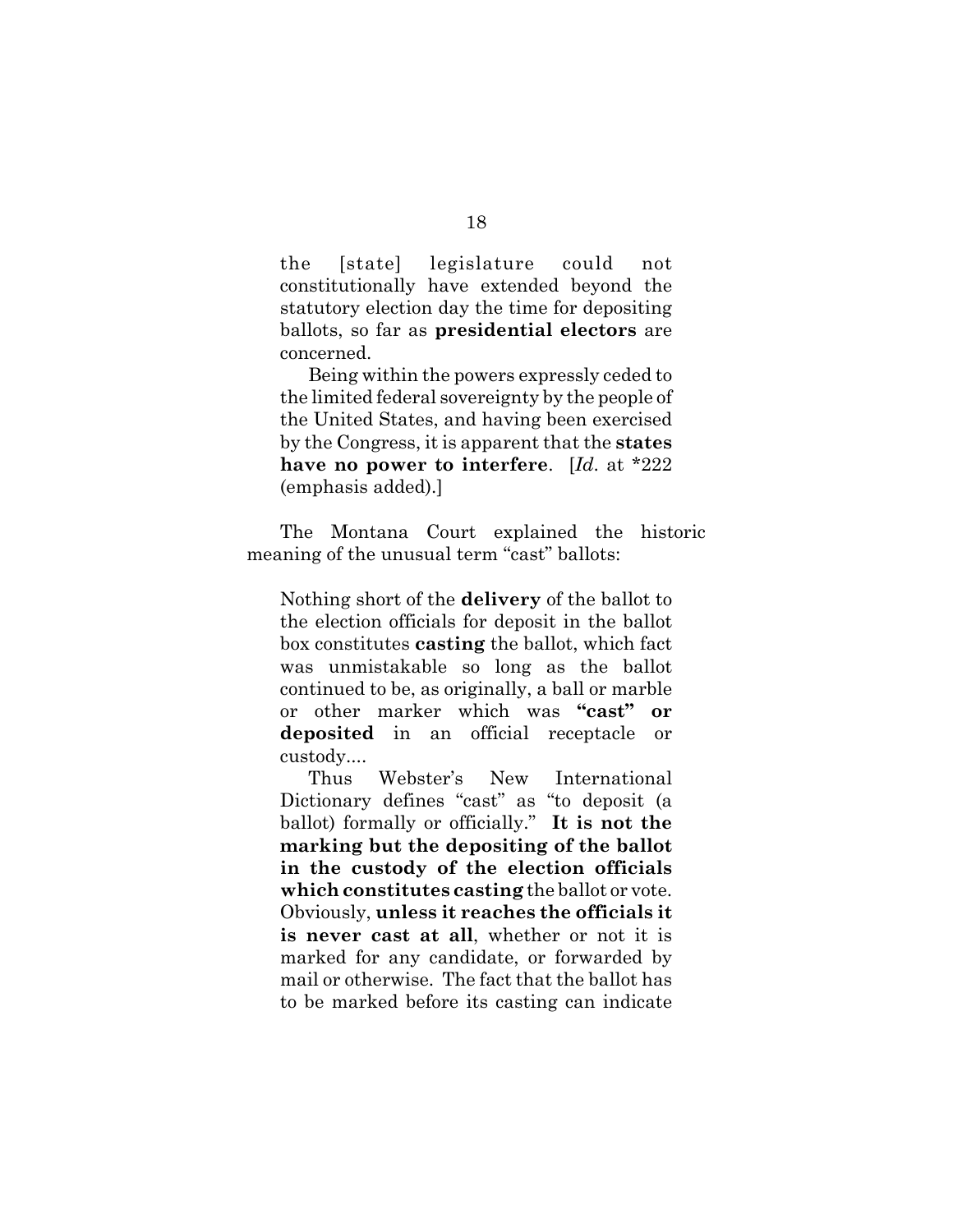> the [state] legislature could not constitutionally have extended beyond the statutory election day the time for depositing ballots, so far as **presidential electors** are concerned.
>
> Being within the powers expressly ceded to the limited federal sovereignty by the people of the United States, and having been exercised by the Congress, it is apparent that the **states have no power to interfere**. [*Id*. at *222 (emphasis added).]

The Montana Court explained the historic meaning of the unusual term "cast" ballots:

> Nothing short of the **delivery** of the ballot to the election officials for deposit in the ballot box constitutes **casting** the ballot, which fact was unmistakable so long as the ballot continued to be, as originally, a ball or marble or other marker which was **"cast" or deposited** in an official receptacle or custody....
>
> Thus Webster's New International Dictionary defines "cast" as "to deposit (a ballot) formally or officially." **It is not the marking but the depositing of the ballot in the custody of the election officials which constitutes casting** the ballot or vote. Obviously, **unless it reaches the officials it is never cast at all**, whether or not it is marked for any candidate, or forwarded by mail or otherwise. The fact that the ballot has to be marked before its casting can indicate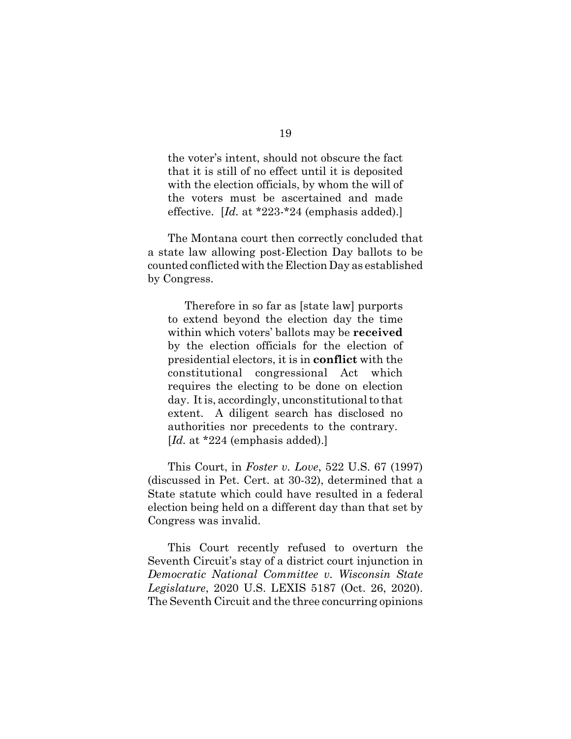> the voter's intent, should not obscure the fact that it is still of no effect until it is deposited with the election officials, by whom the will of the voters must be ascertained and made effective. [*Id.* at *223-*24 (emphasis added).]

The Montana court then correctly concluded that a state law allowing post-Election Day ballots to be counted conflicted with the Election Day as established by Congress.

> Therefore in so far as [state law] purports to extend beyond the election day the time within which voters' ballots may be **received** by the election officials for the election of presidential electors, it is in **conflict** with the constitutional congressional Act which requires the electing to be done on election day. It is, accordingly, unconstitutional to that extent. A diligent search has disclosed no authorities nor precedents to the contrary. [*Id.* at *224 (emphasis added).]

This Court, in *Foster v. Love*, 522 U.S. 67 (1997) (discussed in Pet. Cert. at 30-32), determined that a State statute which could have resulted in a federal election being held on a different day than that set by Congress was invalid.

This Court recently refused to overturn the Seventh Circuit's stay of a district court injunction in *Democratic National Committee v. Wisconsin State Legislature*, 2020 U.S. LEXIS 5187 (Oct. 26, 2020). The Seventh Circuit and the three concurring opinions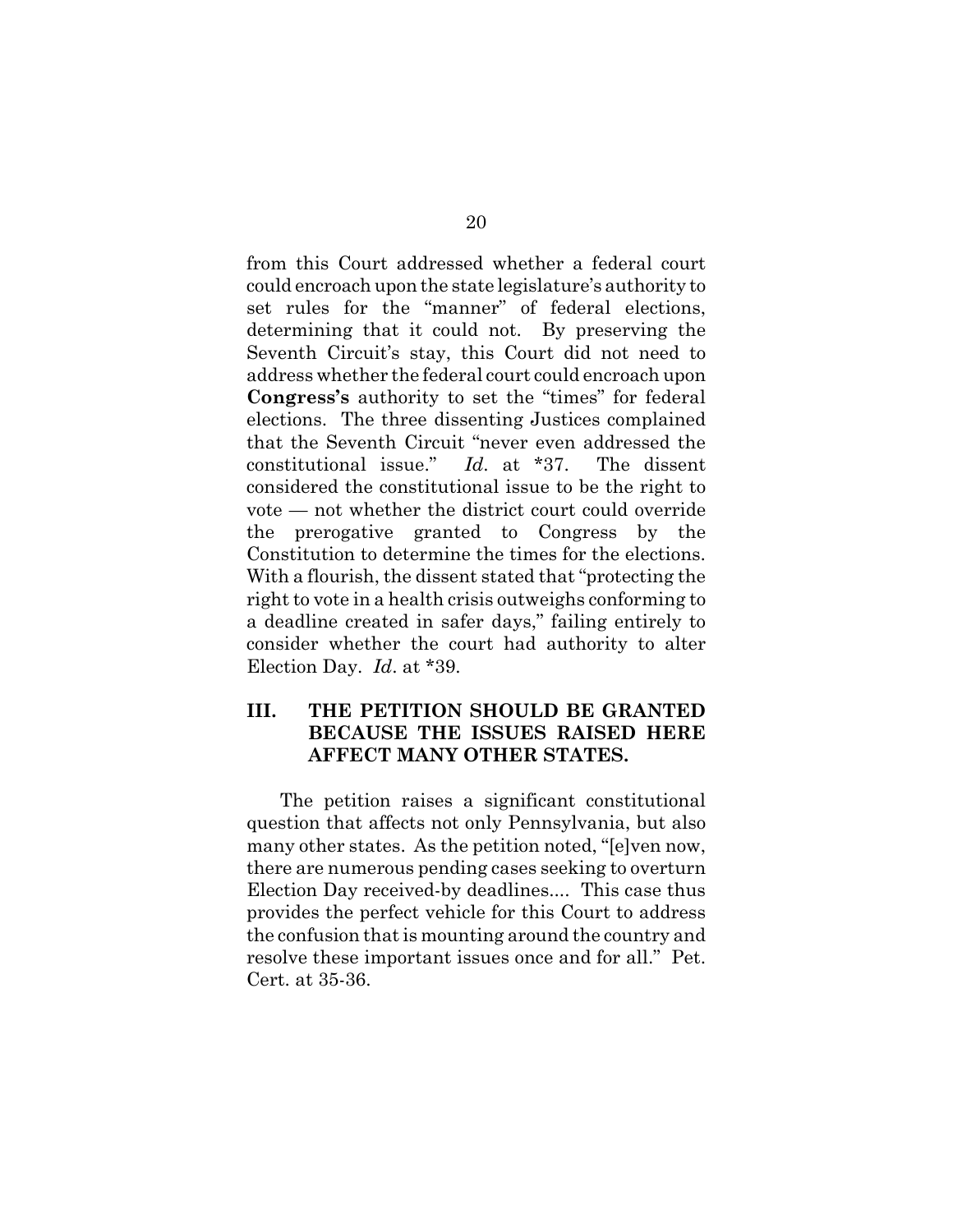from this Court addressed whether a federal court could encroach upon the state legislature's authority to set rules for the "manner" of federal elections, determining that it could not. By preserving the Seventh Circuit's stay, this Court did not need to address whether the federal court could encroach upon **Congress's** authority to set the "times" for federal elections. The three dissenting Justices complained that the Seventh Circuit "never even addressed the constitutional issue." *Id*. at *37. The dissent considered the constitutional issue to be the right to vote — not whether the district court could override the prerogative granted to Congress by the Constitution to determine the times for the elections. With a flourish, the dissent stated that "protecting the right to vote in a health crisis outweighs conforming to a deadline created in safer days," failing entirely to consider whether the court had authority to alter Election Day. *Id*. at *39.

## III. THE PETITION SHOULD BE GRANTED BECAUSE THE ISSUES RAISED HERE AFFECT MANY OTHER STATES.

The petition raises a significant constitutional question that affects not only Pennsylvania, but also many other states. As the petition noted, "[e]ven now, there are numerous pending cases seeking to overturn Election Day received-by deadlines.... This case thus provides the perfect vehicle for this Court to address the confusion that is mounting around the country and resolve these important issues once and for all." Pet. Cert. at 35-36.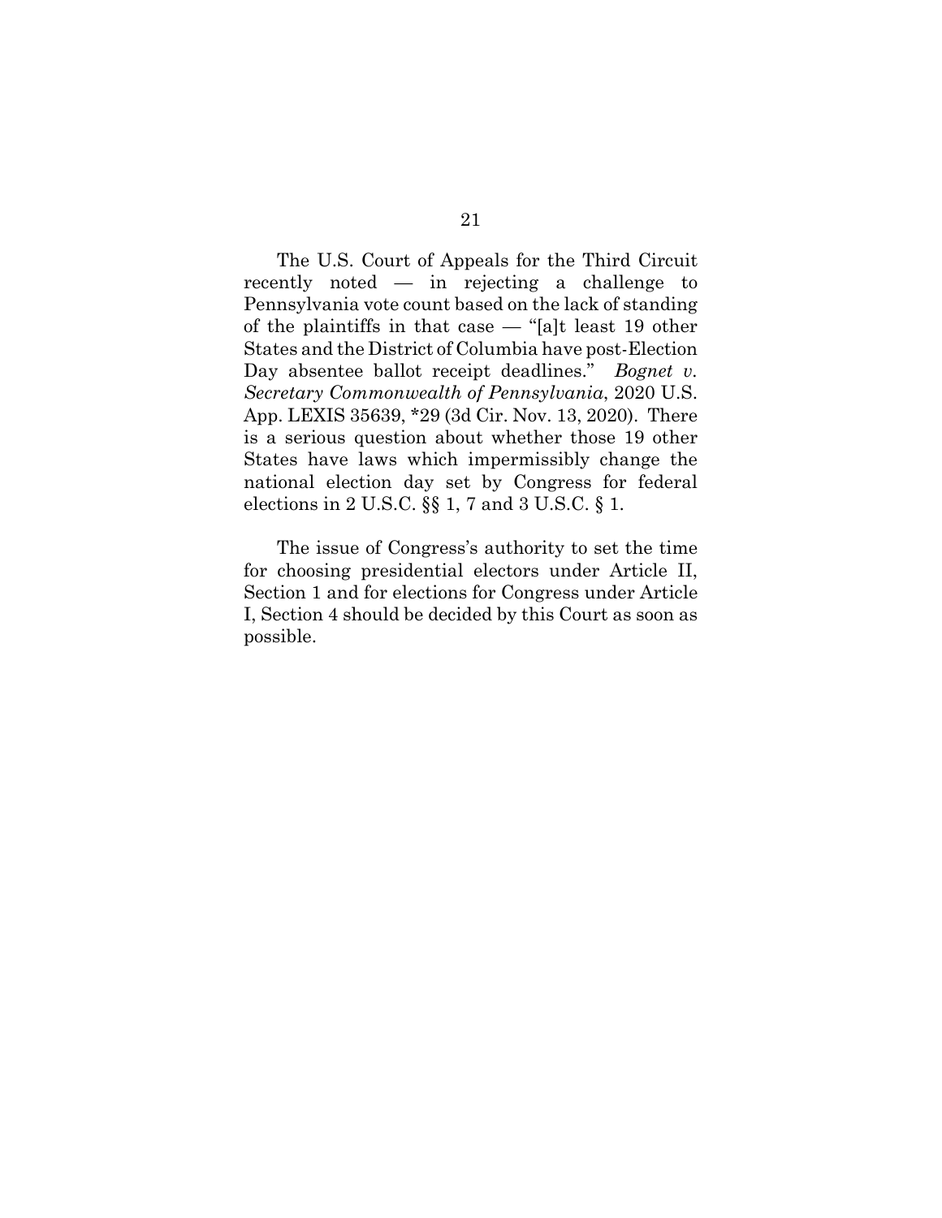The U.S. Court of Appeals for the Third Circuit recently noted — in rejecting a challenge to Pennsylvania vote count based on the lack of standing of the plaintiffs in that case — "[a]t least 19 other States and the District of Columbia have post-Election Day absentee ballot receipt deadlines." *Bognet v. Secretary Commonwealth of Pennsylvania*, 2020 U.S. App. LEXIS 35639, *29 (3d Cir. Nov. 13, 2020). There is a serious question about whether those 19 other States have laws which impermissibly change the national election day set by Congress for federal elections in 2 U.S.C. §§ 1, 7 and 3 U.S.C. § 1.

The issue of Congress's authority to set the time for choosing presidential electors under Article II, Section 1 and for elections for Congress under Article I, Section 4 should be decided by this Court as soon as possible.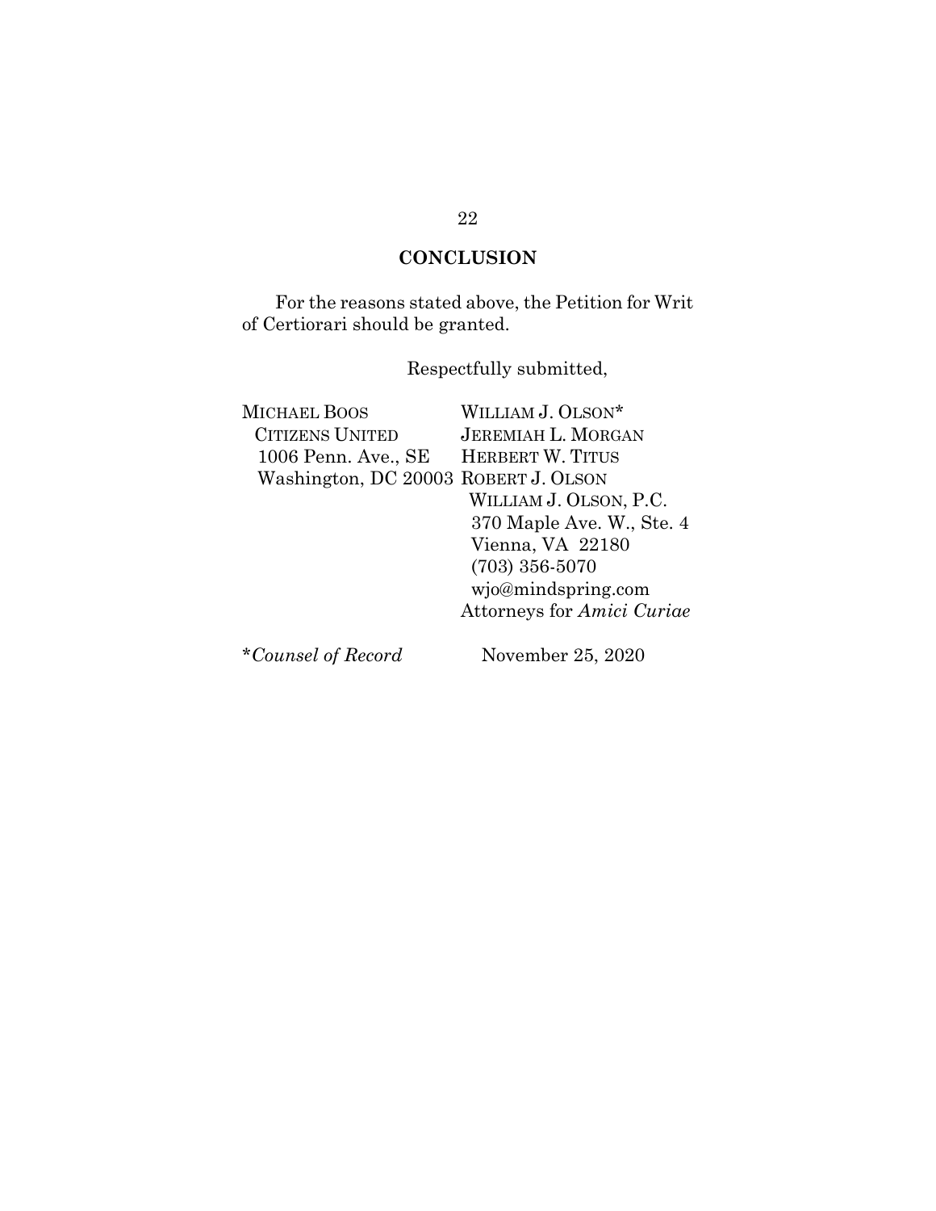## CONCLUSION

For the reasons stated above, the Petition for Writ of Certiorari should be granted.

Respectfully submitted,

MICHAEL BOOS
CITIZENS UNITED
1006 Penn. Ave., SE
Washington, DC 20003

WILLIAM J. OLSON*
JEREMIAH L. MORGAN
HERBERT W. TITUS
ROBERT J. OLSON
WILLIAM J. OLSON, P.C.
370 Maple Ave. W., Ste. 4
Vienna, VA 22180
(703) 356-5070
wjo@mindspring.com
Attorneys for *Amici Curiae*

**Counsel of Record*

November 25, 2020